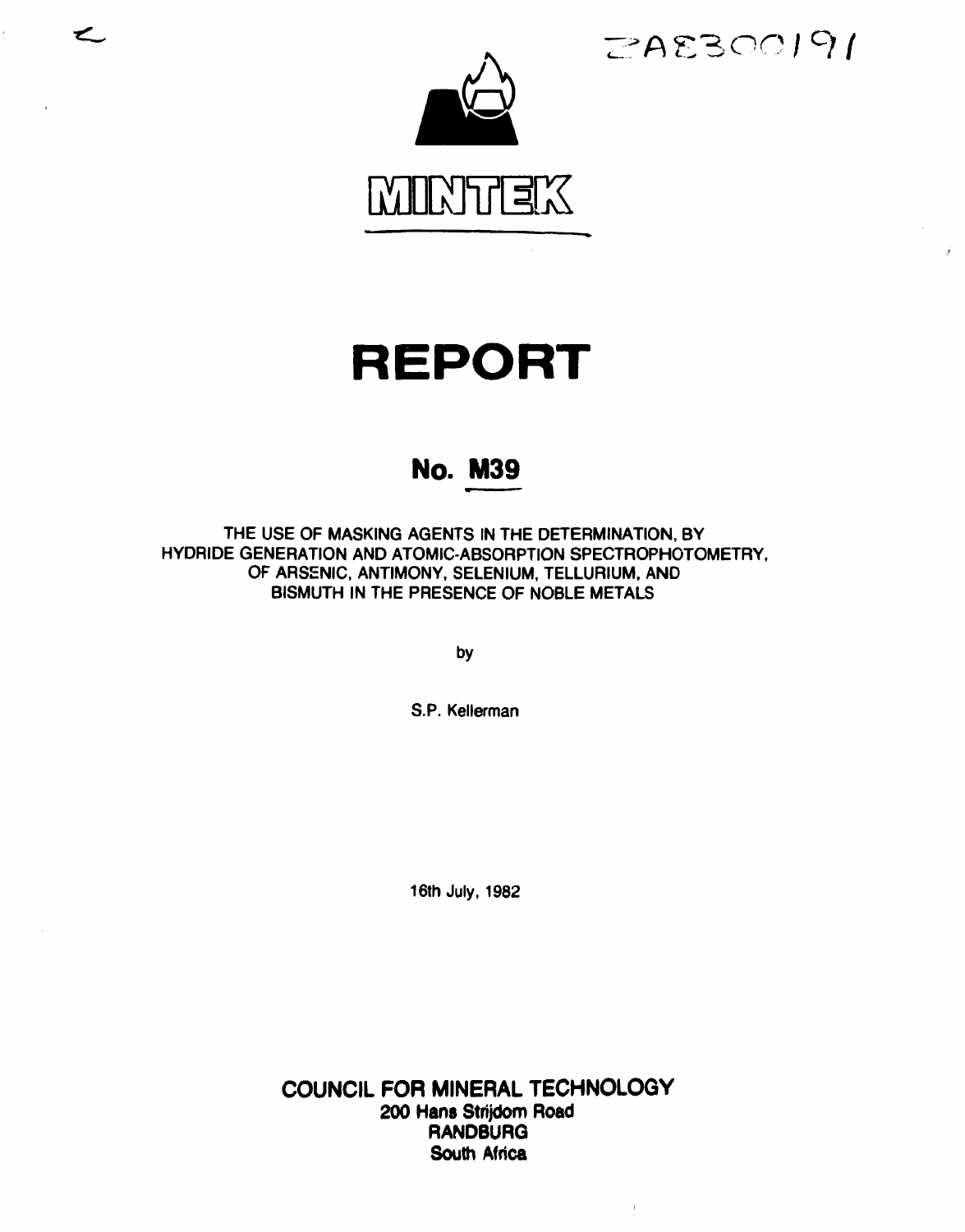ZA8300191

MINTEK

# REPORT

## No. M39

THE USE OF MASKING AGENTS IN THE DETERMINATION, BY HYDRIDE GENERATION AND ATOMIC-ABSORPTION SPECTROPHOTOMETRY, OF ARSENIC, ANTIMONY, SELENIUM, TELLURIUM, AND BISMUTH IN THE PRESENCE OF NOBLE METALS

by

S.P. Kellerman

16th July, 1982

**COUNCIL FOR MINERAL TECHNOLOGY**
**200 Hans Strijdom Road**
**RANDBURG**
**South Africa**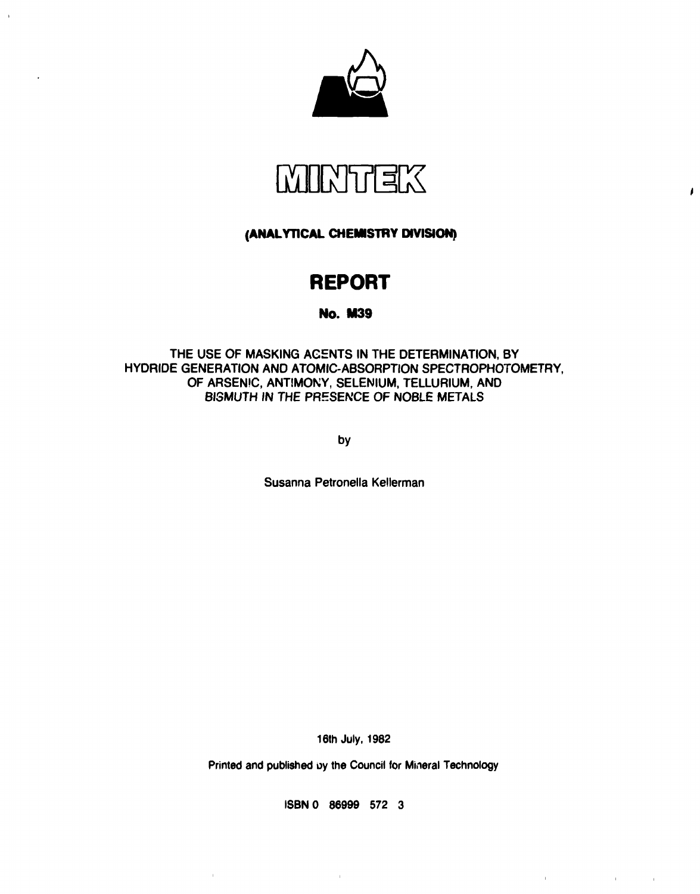# MINTEK

**(ANALYTICAL CHEMISTRY DIVISION)**

# REPORT

**No. M39**

THE USE OF MASKING AGENTS IN THE DETERMINATION, BY HYDRIDE GENERATION AND ATOMIC-ABSORPTION SPECTROPHOTOMETRY, OF ARSENIC, ANTIMONY, SELENIUM, TELLURIUM, AND BISMUTH IN THE PRESENCE OF NOBLE METALS

by

Susanna Petronella Kellerman

16th July, 1982

Printed and published by the Council for Mineral Technology

ISBN 0 86999 572 3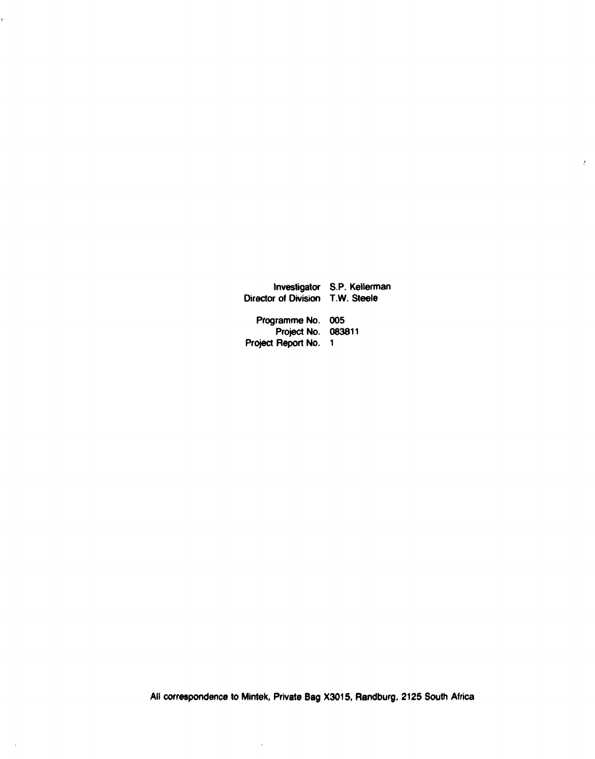| | |
|---|---|
| Investigator | S.P. Kellerman |
| Director of Division | T.W. Steele |
| Programme No. | 005 |
| Project No. | 083811 |
| Project Report No. | 1 |

All correspondence to Mintek, Private Bag X3015, Randburg, 2125 South Africa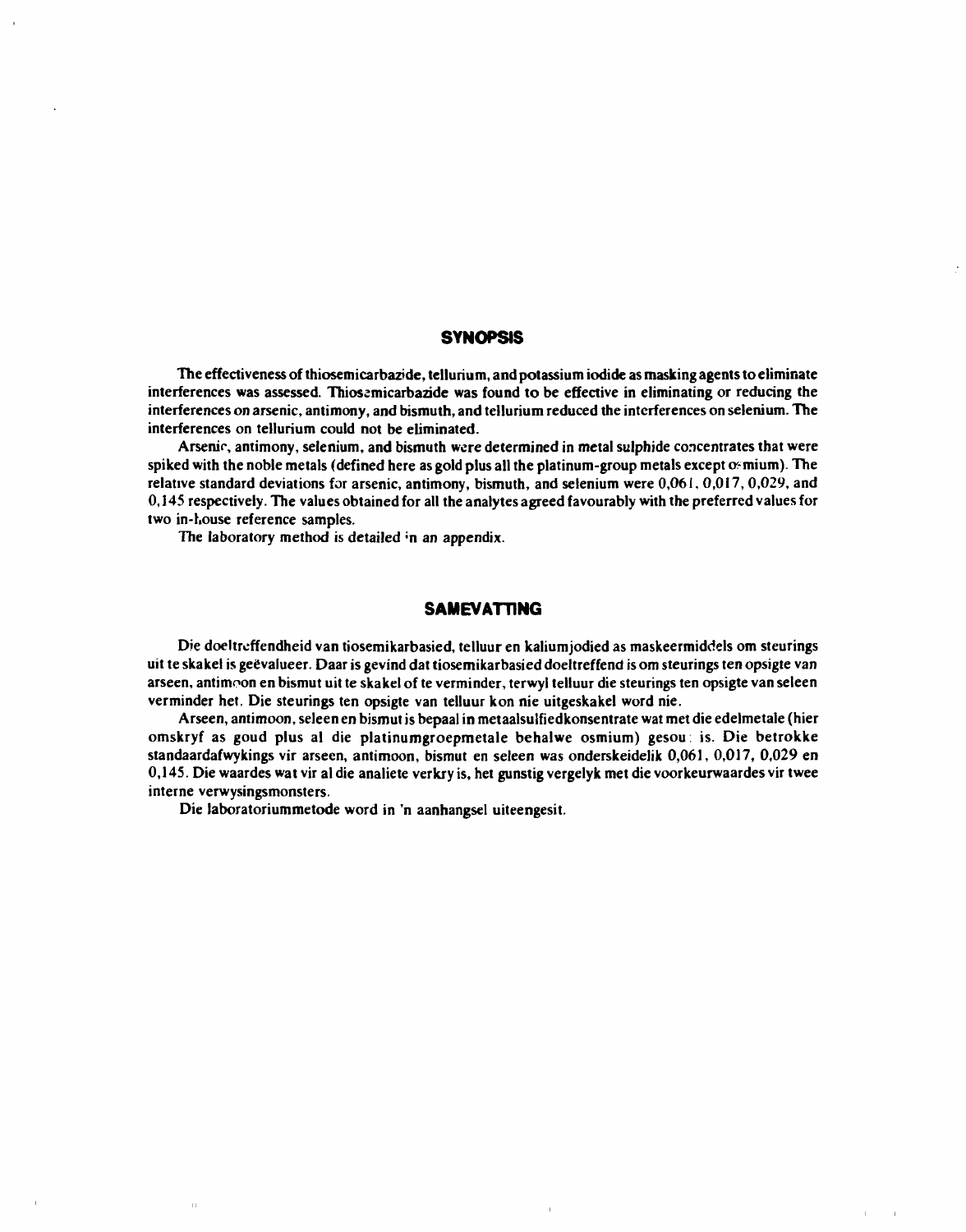## SYNOPSIS

The effectiveness of thiosemicarbazide, tellurium, and potassium iodide as masking agents to eliminate interferences was assessed. Thiosemicarbazide was found to be effective in eliminating or reducing the interferences on arsenic, antimony, and bismuth, and tellurium reduced the interferences on selenium. The interferences on tellurium could not be eliminated.

Arsenic, antimony, selenium, and bismuth were determined in metal sulphide concentrates that were spiked with the noble metals (defined here as gold plus all the platinum-group metals except osmium). The relative standard deviations for arsenic, antimony, bismuth, and selenium were 0,061, 0,017, 0,029, and 0,145 respectively. The values obtained for all the analytes agreed favourably with the preferred values for two in-house reference samples.

The laboratory method is detailed in an appendix.

## SAMEVATTING

Die doeltreffendheid van tiosemikarbasied, telluur en kaliumjodied as maskeermiddels om steurings uit te skakel is geëvalueer. Daar is gevind dat tiosemikarbasied doeltreffend is om steurings ten opsigte van arseen, antimoon en bismut uit te skakel of te verminder, terwyl telluur die steurings ten opsigte van seleen verminder het. Die steurings ten opsigte van telluur kon nie uitgeskakel word nie.

Arseen, antimoon, seleen en bismut is bepaal in metaalsulfiedkonsentrate wat met die edelmetale (hier omskryf as goud plus al die platinumgroepmetale behalwe osmium) gesout is. Die betrokke standaardafwykings vir arseen, antimoon, bismut en seleen was onderskeidelik 0,061, 0,017, 0,029 en 0,145. Die waardes wat vir al die analiete verkry is, het gunstig vergelyk met die voorkeurwaardes vir twee interne verwysingsmonsters.

Die laboratoriummetode word in 'n aanhangsel uiteengesit.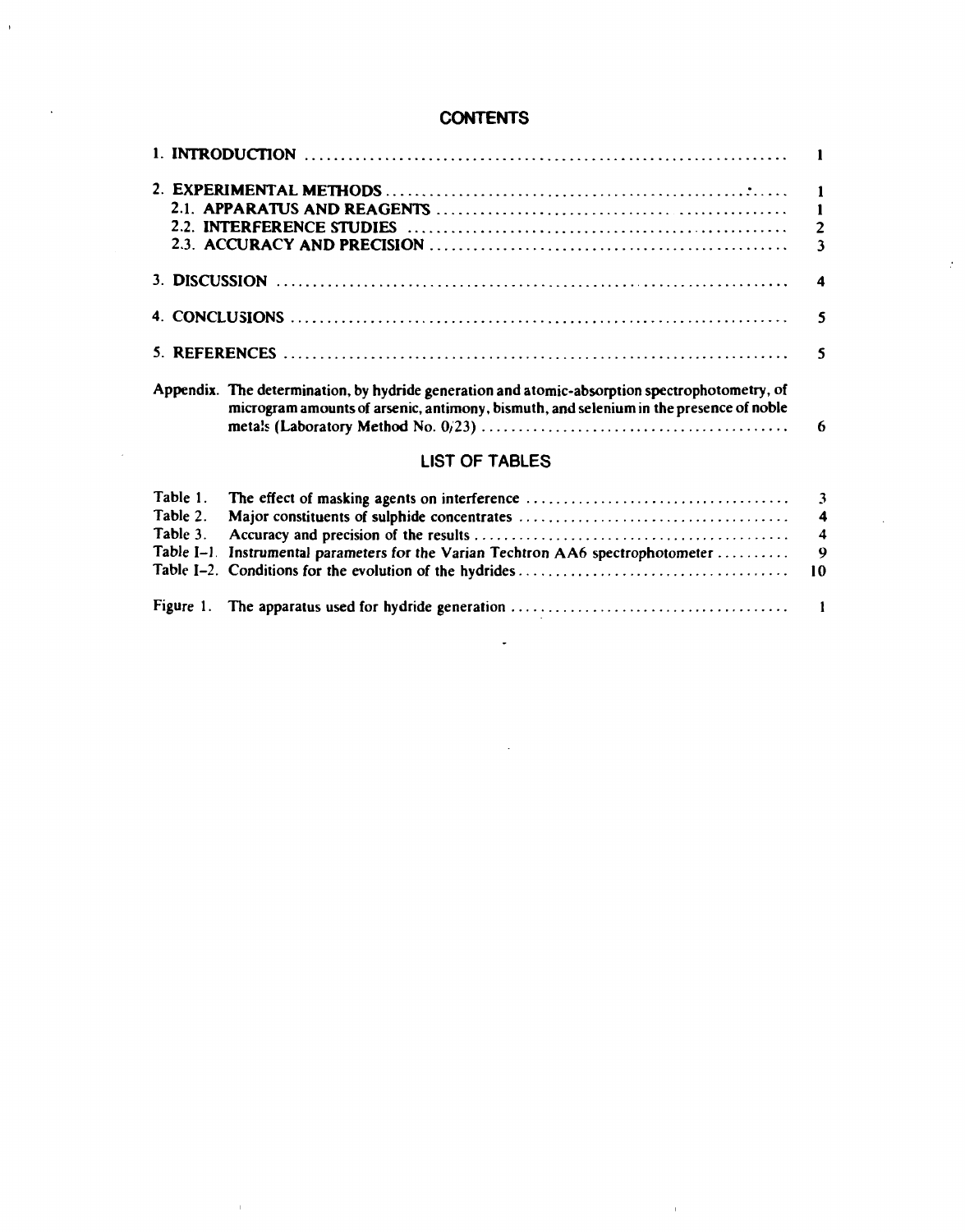# CONTENTS

| | |
|---|---|
| 1. INTRODUCTION | 1 |
| 2. EXPERIMENTAL METHODS | 1 |
| 2.1. APPARATUS AND REAGENTS | 1 |
| 2.2. INTERFERENCE STUDIES | 2 |
| 2.3. ACCURACY AND PRECISION | 3 |
| 3. DISCUSSION | 4 |
| 4. CONCLUSIONS | 5 |
| 5. REFERENCES | 5 |
| Appendix. The determination, by hydride generation and atomic-absorption spectrophotometry, of microgram amounts of arsenic, antimony, bismuth, and selenium in the presence of noble metals (Laboratory Method No. 0/23) | 6 |

## LIST OF TABLES

| | | |
|---|---|---|
| Table 1. | The effect of masking agents on interference | 3 |
| Table 2. | Major constituents of sulphide concentrates | 4 |
| Table 3. | Accuracy and precision of the results | 4 |
| Table I–1. | Instrumental parameters for the Varian Techtron AA6 spectrophotometer | 9 |
| Table I–2. | Conditions for the evolution of the hydrides | 10 |
| Figure 1. | The apparatus used for hydride generation | 1 |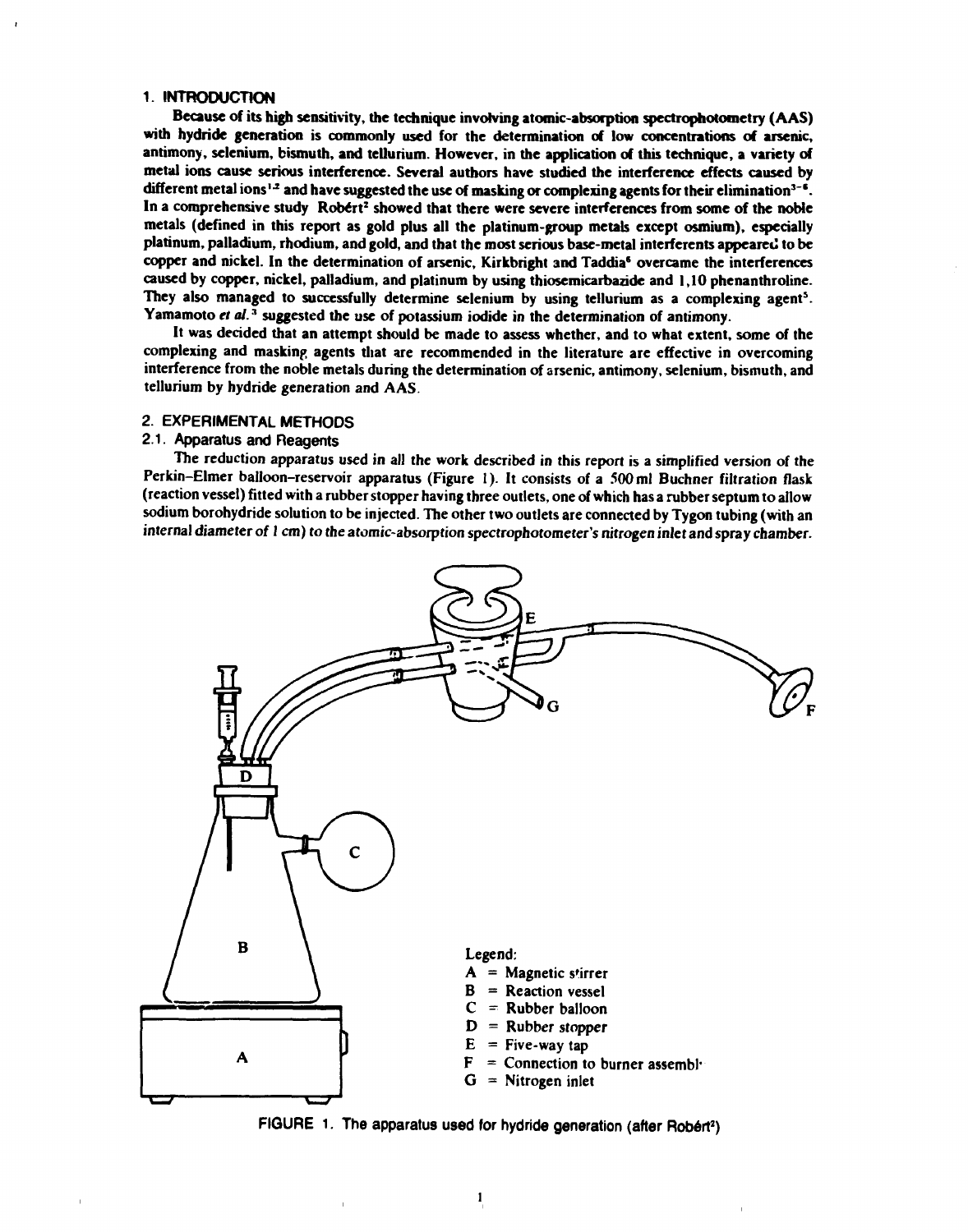## 1. INTRODUCTION

Because of its high sensitivity, the technique involving atomic-absorption spectrophotometry (AAS) with hydride generation is commonly used for the determination of low concentrations of arsenic, antimony, selenium, bismuth, and tellurium. However, in the application of this technique, a variety of metal ions cause serious interference. Several authors have studied the interference effects caused by different metal ions[1,2] and have suggested the use of masking or complexing agents for their elimination[3-6]. In a comprehensive study Robért[2] showed that there were severe interferences from some of the noble metals (defined in this report as gold plus all the platinum-group metals except osmium), especially platinum, palladium, rhodium, and gold, and that the most serious base-metal interferents appeared to be copper and nickel. In the determination of arsenic, Kirkbright and Taddia[6] overcame the interferences caused by copper, nickel, palladium, and platinum by using thiosemicarbazide and 1,10 phenanthroline. They also managed to successfully determine selenium by using tellurium as a complexing agent[5]. Yamamoto *et al.*[3] suggested the use of potassium iodide in the determination of antimony.

It was decided that an attempt should be made to assess whether, and to what extent, some of the complexing and masking agents that are recommended in the literature are effective in overcoming interference from the noble metals during the determination of arsenic, antimony, selenium, bismuth, and tellurium by hydride generation and AAS.

## 2. EXPERIMENTAL METHODS

### 2.1. Apparatus and Reagents

The reduction apparatus used in all the work described in this report is a simplified version of the Perkin–Elmer balloon–reservoir apparatus (Figure 1). It consists of a 500 ml Buchner filtration flask (reaction vessel) fitted with a rubber stopper having three outlets, one of which has a rubber septum to allow sodium borohydride solution to be injected. The other two outlets are connected by Tygon tubing (with an internal diameter of 1 cm) to the atomic-absorption spectrophotometer's nitrogen inlet and spray chamber.

Legend:
A = Magnetic stirrer
B = Reaction vessel
C = Rubber balloon
D = Rubber stopper
E = Five-way tap
F = Connection to burner assembly
G = Nitrogen inlet

FIGURE 1. The apparatus used for hydride generation (after Robért[2])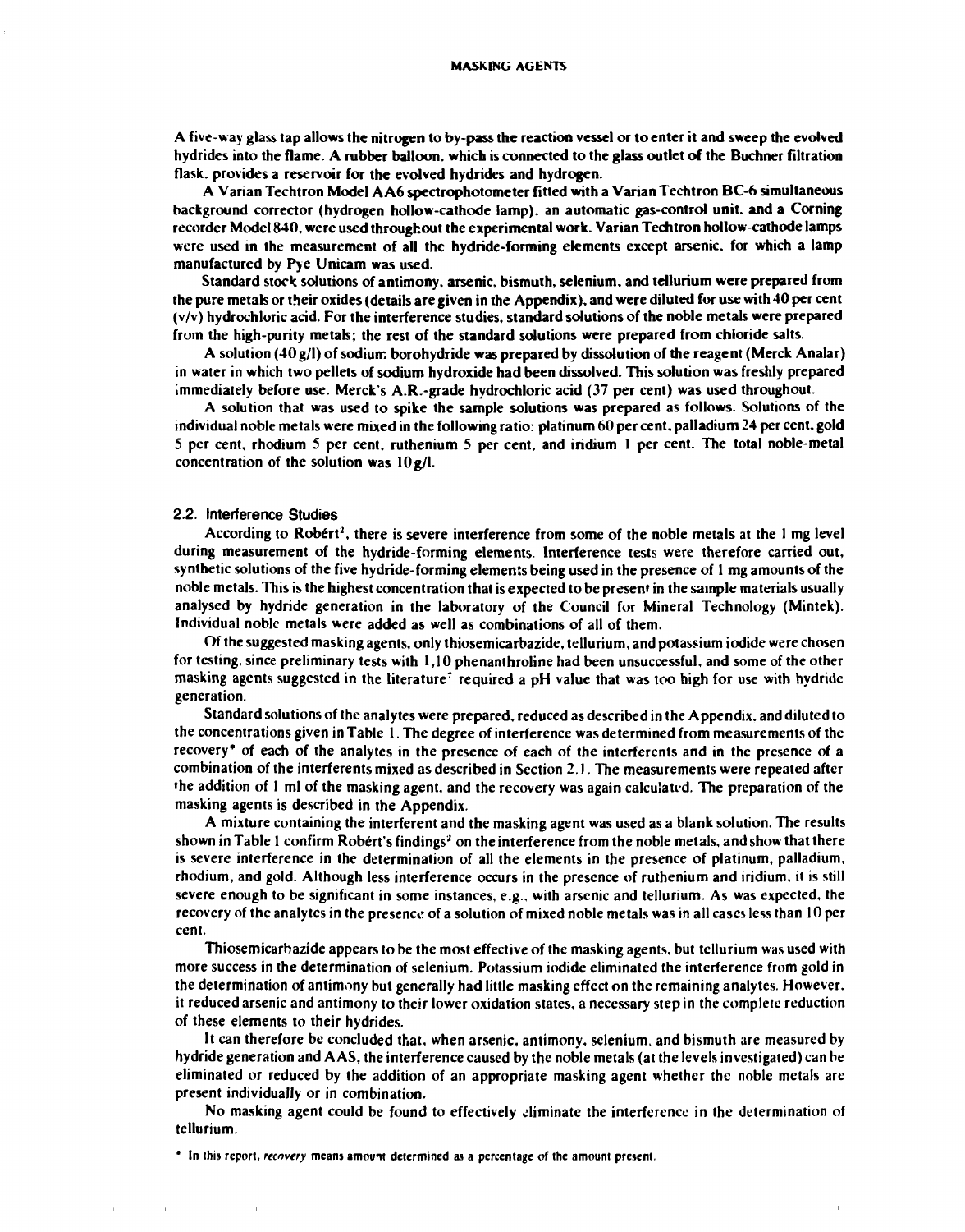A five-way glass tap allows the nitrogen to by-pass the reaction vessel or to enter it and sweep the evolved hydrides into the flame. A rubber balloon, which is connected to the glass outlet of the Buchner filtration flask, provides a reservoir for the evolved hydrides and hydrogen.

A Varian Techtron Model AA6 spectrophotometer fitted with a Varian Techtron BC-6 simultaneous background corrector (hydrogen hollow-cathode lamp), an automatic gas-control unit, and a Corning recorder Model 840, were used throughout the experimental work. Varian Techtron hollow-cathode lamps were used in the measurement of all the hydride-forming elements except arsenic, for which a lamp manufactured by Pye Unicam was used.

Standard stock solutions of antimony, arsenic, bismuth, selenium, and tellurium were prepared from the pure metals or their oxides (details are given in the Appendix), and were diluted for use with 40 per cent (v/v) hydrochloric acid. For the interference studies, standard solutions of the noble metals were prepared from the high-purity metals; the rest of the standard solutions were prepared from chloride salts.

A solution (40 g/l) of sodium borohydride was prepared by dissolution of the reagent (Merck Analar) in water in which two pellets of sodium hydroxide had been dissolved. This solution was freshly prepared immediately before use. Merck's A.R.-grade hydrochloric acid (37 per cent) was used throughout.

A solution that was used to spike the sample solutions was prepared as follows. Solutions of the individual noble metals were mixed in the following ratio: platinum 60 per cent, palladium 24 per cent, gold 5 per cent, rhodium 5 per cent, ruthenium 5 per cent, and iridium 1 per cent. The total noble-metal concentration of the solution was 10 g/l.

### 2.2. Interference Studies

According to Robért[2], there is severe interference from some of the noble metals at the 1 mg level during measurement of the hydride-forming elements. Interference tests were therefore carried out, synthetic solutions of the five hydride-forming elements being used in the presence of 1 mg amounts of the noble metals. This is the highest concentration that is expected to be present in the sample materials usually analysed by hydride generation in the laboratory of the Council for Mineral Technology (Mintek). Individual noble metals were added as well as combinations of all of them.

Of the suggested masking agents, only thiosemicarbazide, tellurium, and potassium iodide were chosen for testing, since preliminary tests with 1,10 phenanthroline had been unsuccessful, and some of the other masking agents suggested in the literature[7] required a pH value that was too high for use with hydride generation.

Standard solutions of the analytes were prepared, reduced as described in the Appendix, and diluted to the concentrations given in Table 1. The degree of interference was determined from measurements of the recovery* of each of the analytes in the presence of each of the interferents and in the presence of a combination of the interferents mixed as described in Section 2.1. The measurements were repeated after the addition of 1 ml of the masking agent, and the recovery was again calculated. The preparation of the masking agents is described in the Appendix.

A mixture containing the interferent and the masking agent was used as a blank solution. The results shown in Table 1 confirm Robért's findings[2] on the interference from the noble metals, and show that there is severe interference in the determination of all the elements in the presence of platinum, palladium, rhodium, and gold. Although less interference occurs in the presence of ruthenium and iridium, it is still severe enough to be significant in some instances, e.g., with arsenic and tellurium. As was expected, the recovery of the analytes in the presence of a solution of mixed noble metals was in all cases less than 10 per cent.

Thiosemicarbazide appears to be the most effective of the masking agents, but tellurium was used with more success in the determination of selenium. Potassium iodide eliminated the interference from gold in the determination of antimony but generally had little masking effect on the remaining analytes. However, it reduced arsenic and antimony to their lower oxidation states, a necessary step in the complete reduction of these elements to their hydrides.

It can therefore be concluded that, when arsenic, antimony, selenium, and bismuth are measured by hydride generation and AAS, the interference caused by the noble metals (at the levels investigated) can be eliminated or reduced by the addition of an appropriate masking agent whether the noble metals are present individually or in combination.

No masking agent could be found to effectively eliminate the interference in the determination of tellurium.

\* In this report, *recovery* means amount determined as a percentage of the amount present.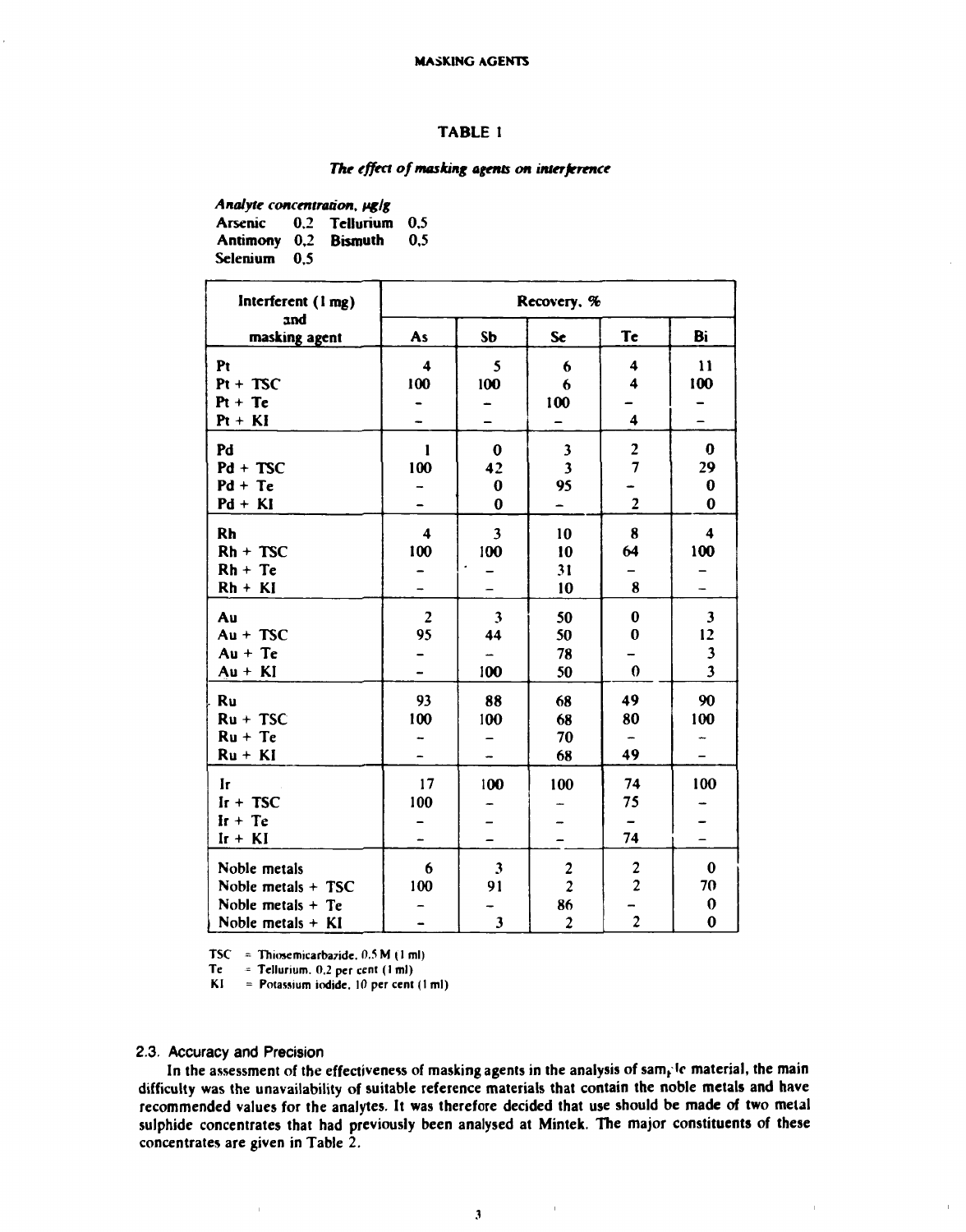## TABLE 1

### *The effect of masking agents on interference*

***Analyte concentration, μg/g***

| | | | |
|---|---|---|---|
| Arsenic | 0,2 | Tellurium | 0,5 |
| Antimony | 0,2 | Bismuth | 0,5 |
| Selenium | 0,5 | | |

| Interferent (1 mg) and masking agent | Recovery, % | | | | |
|---|---|---|---|---|---|
| | As | Sb | Se | Te | Bi |
| Pt | 4 | 5 | 6 | 4 | 11 |
| Pt + TSC | 100 | 100 | 6 | 4 | 100 |
| Pt + Te | – | – | 100 | – | – |
| Pt + KI | – | – | – | 4 | – |
| Pd | 1 | 0 | 3 | 2 | 0 |
| Pd + TSC | 100 | 42 | 3 | 7 | 29 |
| Pd + Te | – | 0 | 95 | – | 0 |
| Pd + KI | – | 0 | – | 2 | 0 |
| Rh | 4 | 3 | 10 | 8 | 4 |
| Rh + TSC | 100 | 100 | 10 | 64 | 100 |
| Rh + Te | – | – | 31 | – | – |
| Rh + KI | – | – | 10 | 8 | – |
| Au | 2 | 3 | 50 | 0 | 3 |
| Au + TSC | 95 | 44 | 50 | 0 | 12 |
| Au + Te | – | – | 78 | – | 3 |
| Au + KI | – | 100 | 50 | 0 | 3 |
| Ru | 93 | 88 | 68 | 49 | 90 |
| Ru + TSC | 100 | 100 | 68 | 80 | 100 |
| Ru + Te | – | – | 70 | – | – |
| Ru + KI | – | – | 68 | 49 | – |
| Ir | 17 | 100 | 100 | 74 | 100 |
| Ir + TSC | 100 | – | – | 75 | – |
| Ir + Te | – | – | – | – | – |
| Ir + KI | – | – | – | 74 | – |
| Noble metals | 6 | 3 | 2 | 2 | 0 |
| Noble metals + TSC | 100 | 91 | 2 | 2 | 70 |
| Noble metals + Te | – | – | 86 | – | 0 |
| Noble metals + KI | – | 3 | 2 | 2 | 0 |

TSC = Thiosemicarbazide, 0,5 M (1 ml)
Te = Tellurium, 0,2 per cent (1 ml)
KI = Potassium iodide, 10 per cent (1 ml)

### 2.3. Accuracy and Precision

In the assessment of the effectiveness of masking agents in the analysis of sample material, the main difficulty was the unavailability of suitable reference materials that contain the noble metals and have recommended values for the analytes. It was therefore decided that use should be made of two metal sulphide concentrates that had previously been analysed at Mintek. The major constituents of these concentrates are given in Table 2.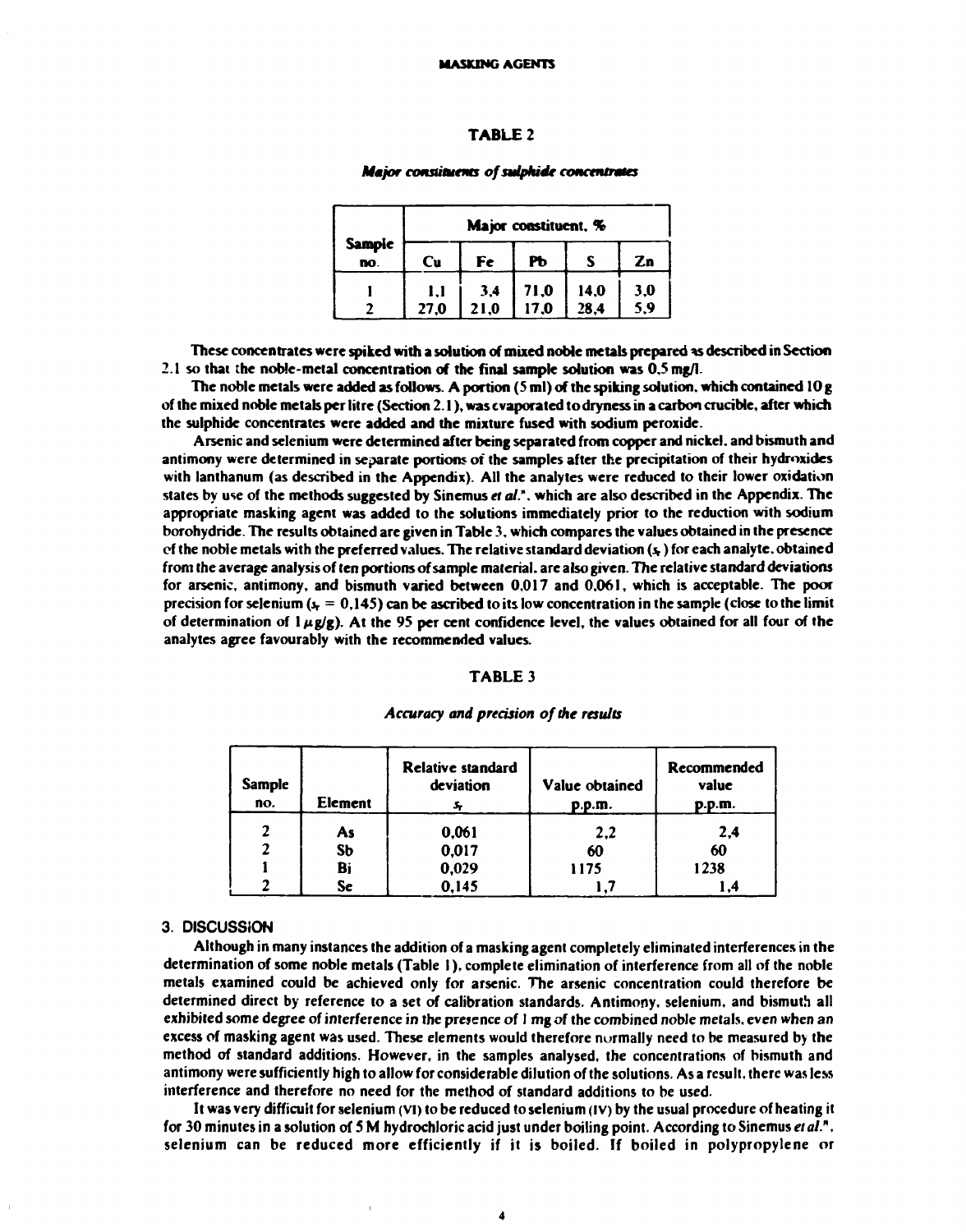### TABLE 2

***Major constituents of sulphide concentrates***

| Sample no. | Major constituent, % | | | | |
|---|---|---|---|---|---|
| | Cu | Fe | Pb | S | Zn |
| 1 | 1,1 | 3,4 | 71,0 | 14,0 | 3,0 |
| 2 | 27,0 | 21,0 | 17,0 | 28,4 | 5,9 |

These concentrates were spiked with a solution of mixed noble metals prepared as described in Section 2.1 so that the noble-metal concentration of the final sample solution was 0,5 mg/l.

The noble metals were added as follows. A portion (5 ml) of the spiking solution, which contained 10 g of the mixed noble metals per litre (Section 2.1), was evaporated to dryness in a carbon crucible, after which the sulphide concentrates were added and the mixture fused with sodium peroxide.

Arsenic and selenium were determined after being separated from copper and nickel, and bismuth and antimony were determined in separate portions of the samples after the precipitation of their hydroxides with lanthanum (as described in the Appendix). All the analytes were reduced to their lower oxidation states by use of the methods suggested by Sinemus *et al.*[4], which are also described in the Appendix. The appropriate masking agent was added to the solutions immediately prior to the reduction with sodium borohydride. The results obtained are given in Table 3, which compares the values obtained in the presence of the noble metals with the preferred values. The relative standard deviation ($s_r$) for each analyte, obtained from the average analysis of ten portions of sample material, are also given. The relative standard deviations for arsenic, antimony, and bismuth varied between 0,017 and 0,061, which is acceptable. The poor precision for selenium ($s_r$ = 0,145) can be ascribed to its low concentration in the sample (close to the limit of determination of 1 $\mu$g/g). At the 95 per cent confidence level, the values obtained for all four of the analytes agree favourably with the recommended values.

### TABLE 3

***Accuracy and precision of the results***

| Sample no. | Element | Relative standard deviation $s_r$ | Value obtained p.p.m. | Recommended value p.p.m. |
|---|---|---|---|---|
| 2 | As | 0,061 | 2,2 | 2,4 |
| 2 | Sb | 0,017 | 60 | 60 |
| 1 | Bi | 0,029 | 1175 | 1238 |
| 2 | Se | 0,145 | 1,7 | 1,4 |

## 3. DISCUSSION

Although in many instances the addition of a masking agent completely eliminated interferences in the determination of some noble metals (Table 1), complete elimination of interference from all of the noble metals examined could be achieved only for arsenic. The arsenic concentration could therefore be determined direct by reference to a set of calibration standards. Antimony, selenium, and bismuth all exhibited some degree of interference in the presence of 1 mg of the combined noble metals, even when an excess of masking agent was used. These elements would therefore normally need to be measured by the method of standard additions. However, in the samples analysed, the concentrations of bismuth and antimony were sufficiently high to allow for considerable dilution of the solutions. As a result, there was less interference and therefore no need for the method of standard additions to be used.

It was very difficult for selenium (VI) to be reduced to selenium (IV) by the usual procedure of heating it for 30 minutes in a solution of 5 M hydrochloric acid just under boiling point. According to Sinemus *et al.*[4], selenium can be reduced more efficiently if it is boiled. If boiled in polypropylene or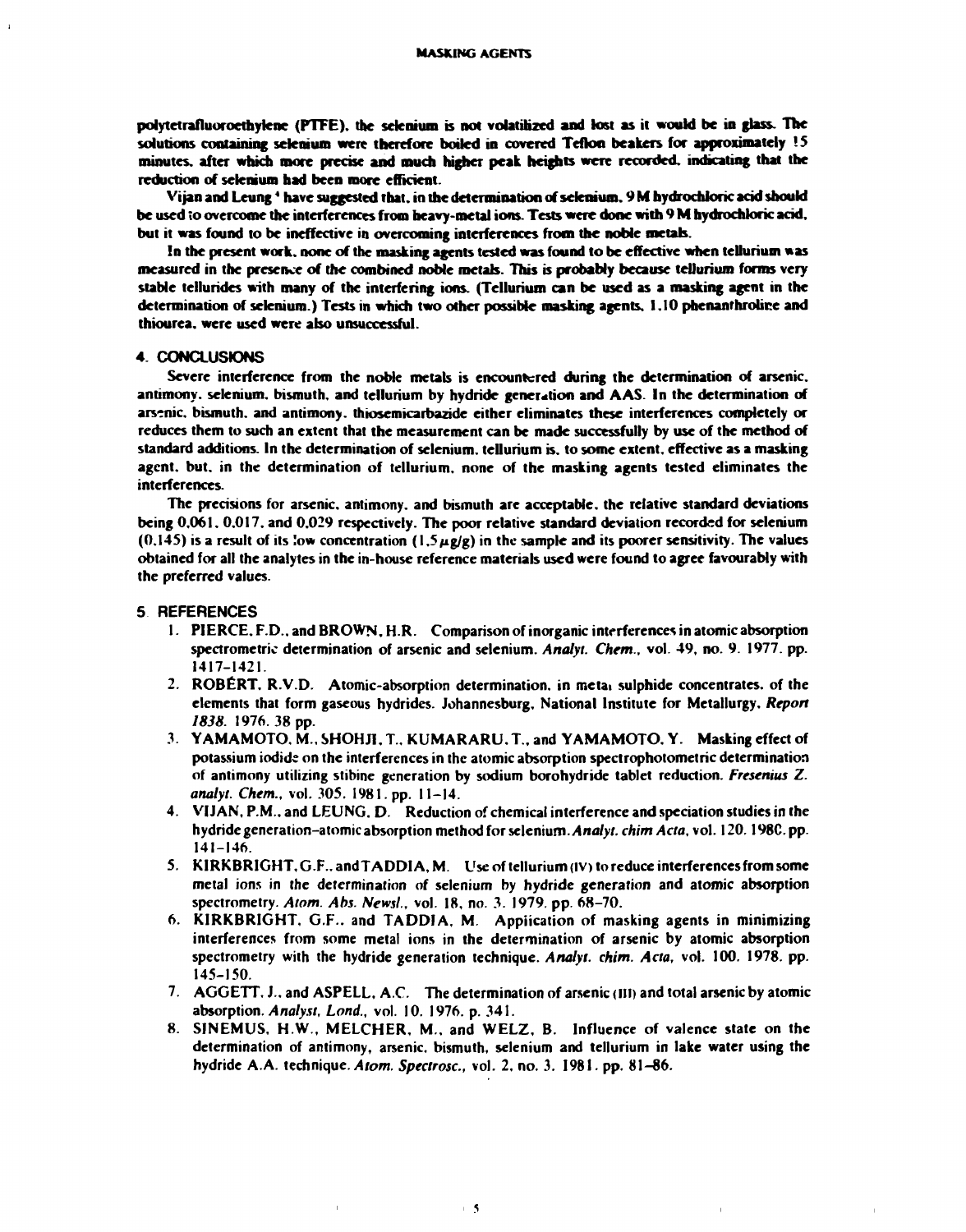polytetrafluoroethylene (PTFE), the selenium is not volatilized and lost as it would be in glass. The solutions containing selenium were therefore boiled in covered Teflon beakers for approximately 15 minutes, after which more precise and much higher peak heights were recorded, indicating that the reduction of selenium had been more efficient.

Vijan and Leung[4] have suggested that, in the determination of selenium, 9 M hydrochloric acid should be used to overcome the interferences from heavy-metal ions. Tests were done with 9 M hydrochloric acid, but it was found to be ineffective in overcoming interferences from the noble metals.

In the present work, none of the masking agents tested was found to be effective when tellurium was measured in the presence of the combined noble metals. This is probably because tellurium forms very stable tellurides with many of the interfering ions. (Tellurium can be used as a masking agent in the determination of selenium.) Tests in which two other possible masking agents, 1,10 phenanthroline and thiourea, were used were also unsuccessful.

## 4. CONCLUSIONS

Severe interference from the noble metals is encountered during the determination of arsenic, antimony, selenium, bismuth, and tellurium by hydride generation and AAS. In the determination of arsenic, bismuth, and antimony, thiosemicarbazide either eliminates these interferences completely or reduces them to such an extent that the measurement can be made successfully by use of the method of standard additions. In the determination of selenium, tellurium is, to some extent, effective as a masking agent, but, in the determination of tellurium, none of the masking agents tested eliminates the interferences.

The precisions for arsenic, antimony, and bismuth are acceptable, the relative standard deviations being 0,061, 0,017, and 0,029 respectively. The poor relative standard deviation recorded for selenium (0,145) is a result of its low concentration (1,5 $\mu$g/g) in the sample and its poorer sensitivity. The values obtained for all the analytes in the in-house reference materials used were found to agree favourably with the preferred values.

## 5. REFERENCES

1. PIERCE, F.D., and BROWN, H.R. Comparison of inorganic interferences in atomic absorption spectrometric determination of arsenic and selenium. *Analyt. Chem.*, vol. 49, no. 9. 1977. pp. 1417–1421.
2. ROBÉRT, R.V.D. Atomic-absorption determination, in metal sulphide concentrates, of the elements that form gaseous hydrides. Johannesburg, National Institute for Metallurgy. *Report 1838*. 1976. 38 pp.
3. YAMAMOTO, M., SHOHJI, T., KUMARARU, T., and YAMAMOTO, Y. Masking effect of potassium iodide on the interferences in the atomic absorption spectrophotometric determination of antimony utilizing stibine generation by sodium borohydride tablet reduction. *Fresenius Z. analyt. Chem.*, vol. 305. 1981. pp. 11–14.
4. VIJAN, P.M., and LEUNG, D. Reduction of chemical interference and speciation studies in the hydride generation–atomic absorption method for selenium. *Analyt. chim Acta*, vol. 120. 1980. pp. 141–146.
5. KIRKBRIGHT, G.F., and TADDIA, M. Use of tellurium (IV) to reduce interferences from some metal ions in the determination of selenium by hydride generation and atomic absorption spectrometry. *Atom. Abs. Newsl.*, vol. 18, no. 3. 1979. pp. 68–70.
6. KIRKBRIGHT, G.F., and TADDIA, M. Application of masking agents in minimizing interferences from some metal ions in the determination of arsenic by atomic absorption spectrometry with the hydride generation technique. *Analyt. chim. Acta*, vol. 100. 1978. pp. 145–150.
7. AGGETT, J., and ASPELL, A.C. The determination of arsenic (III) and total arsenic by atomic absorption. *Analyst, Lond.*, vol. 10. 1976. p. 341.
8. SINEMUS, H.W., MELCHER, M., and WELZ, B. Influence of valence state on the determination of antimony, arsenic, bismuth, selenium and tellurium in lake water using the hydride A.A. technique. *Atom. Spectrosc.*, vol. 2, no. 3. 1981. pp. 81–86.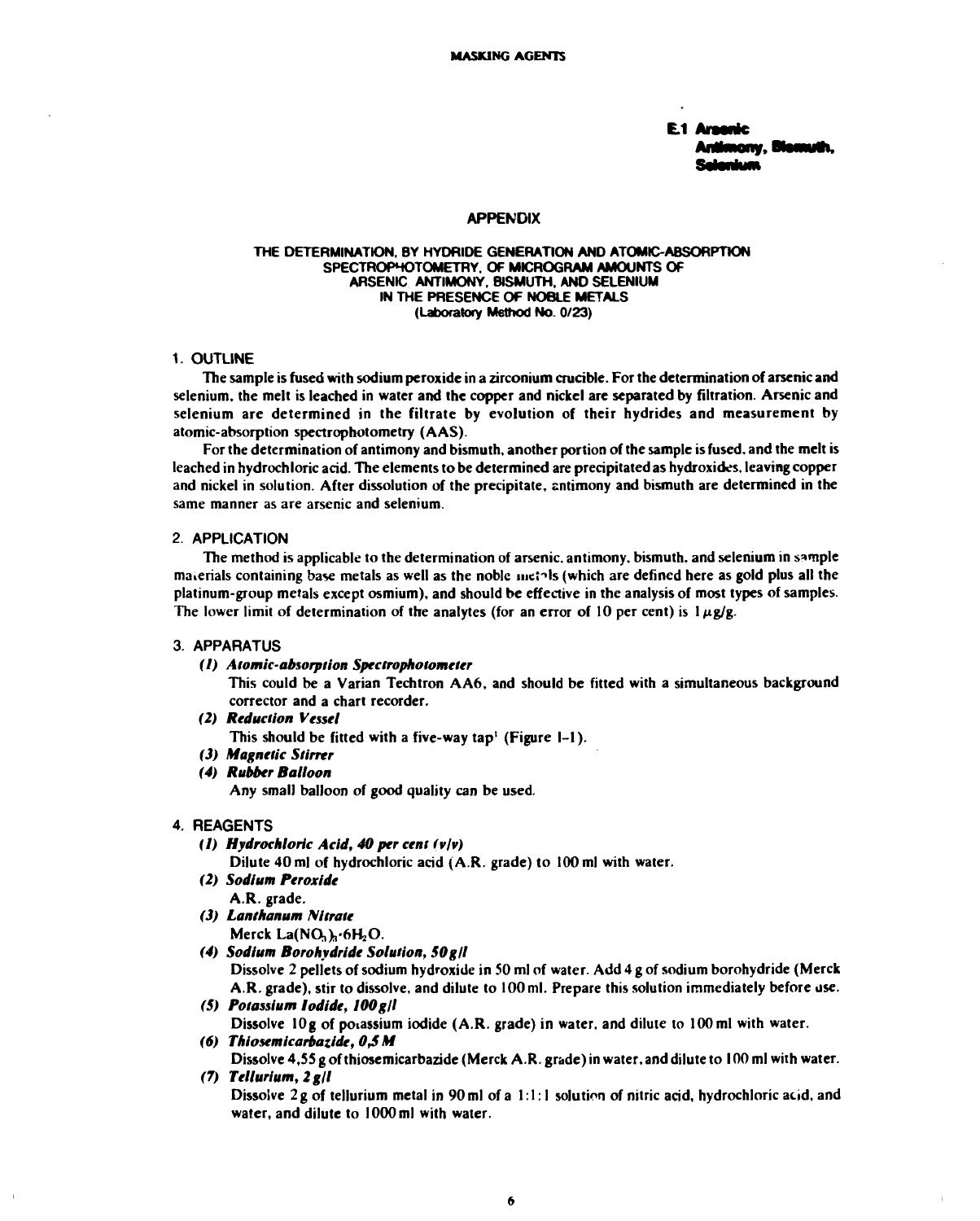**E.1 Arsenic Antimony, Bismuth, Selenium**

## APPENDIX

### THE DETERMINATION, BY HYDRIDE GENERATION AND ATOMIC-ABSORPTION SPECTROPHOTOMETRY, OF MICROGRAM AMOUNTS OF ARSENIC ANTIMONY, BISMUTH, AND SELENIUM IN THE PRESENCE OF NOBLE METALS
(Laboratory Method No. 0/23)

### 1. OUTLINE

The sample is fused with sodium peroxide in a zirconium crucible. For the determination of arsenic and selenium, the melt is leached in water and the copper and nickel are separated by filtration. Arsenic and selenium are determined in the filtrate by evolution of their hydrides and measurement by atomic-absorption spectrophotometry (AAS).

For the determination of antimony and bismuth, another portion of the sample is fused, and the melt is leached in hydrochloric acid. The elements to be determined are precipitated as hydroxides, leaving copper and nickel in solution. After dissolution of the precipitate, antimony and bismuth are determined in the same manner as are arsenic and selenium.

### 2. APPLICATION

The method is applicable to the determination of arsenic, antimony, bismuth, and selenium in sample materials containing base metals as well as the noble metals (which are defined here as gold plus all the platinum-group metals except osmium), and should be effective in the analysis of most types of samples. The lower limit of determination of the analytes (for an error of 10 per cent) is 1 $\mu$g/g.

### 3. APPARATUS

*(1)* ***Atomic-absorption Spectrophotometer***
This could be a Varian Techtron AA6, and should be fitted with a simultaneous background corrector and a chart recorder.

*(2)* ***Reduction Vessel***
This should be fitted with a five-way tap[1] (Figure 1–1).

*(3)* ***Magnetic Stirrer***

*(4)* ***Rubber Balloon***
Any small balloon of good quality can be used.

### 4. REAGENTS

*(1)* ***Hydrochloric Acid, 40 per cent (v/v)***
Dilute 40 ml of hydrochloric acid (A.R. grade) to 100 ml with water.

*(2)* ***Sodium Peroxide***
A.R. grade.

*(3)* ***Lanthanum Nitrate***
Merck $La(NO_3)_3 \cdot 6H_2O$.

*(4)* ***Sodium Borohydride Solution, 50 g/l***
Dissolve 2 pellets of sodium hydroxide in 50 ml of water. Add 4 g of sodium borohydride (Merck A.R. grade), stir to dissolve, and dilute to 100 ml. Prepare this solution immediately before use.

*(5)* ***Potassium Iodide, 100 g/l***
Dissolve 10 g of potassium iodide (A.R. grade) in water, and dilute to 100 ml with water.

*(6)* ***Thiosemicarbazide, 0,5 M***
Dissolve 4,55 g of thiosemicarbazide (Merck A.R. grade) in water, and dilute to 100 ml with water.

*(7)* ***Tellurium, 2 g/l***
Dissolve 2 g of tellurium metal in 90 ml of a 1:1:1 solution of nitric acid, hydrochloric acid, and water, and dilute to 1000 ml with water.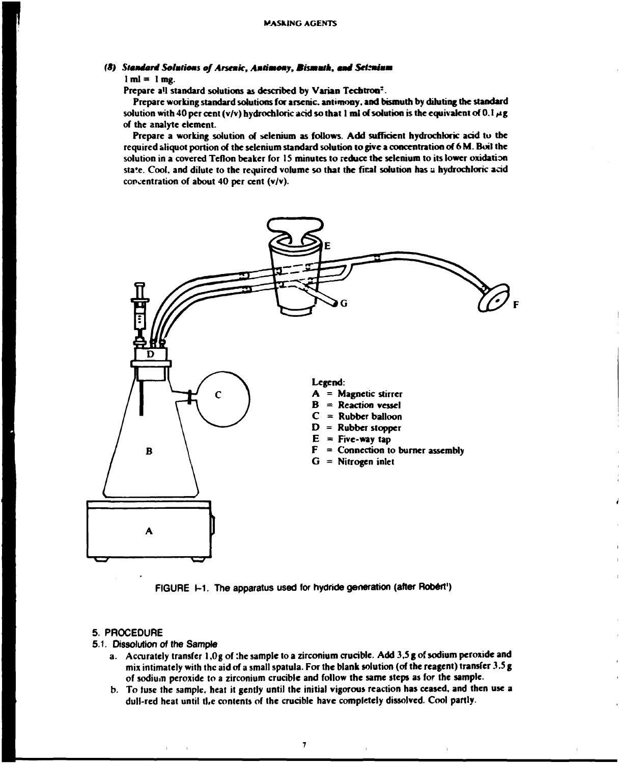### *(8) Standard Solutions of Arsenic, Antimony, Bismuth, and Selenium*

1 ml ≡ 1 mg.

Prepare all standard solutions as described by Varian Techtron[2].

Prepare working standard solutions for arsenic, antimony, and bismuth by diluting the standard solution with 40 per cent (v/v) hydrochloric acid so that 1 ml of solution is the equivalent of 0.1 $\mu$g of the analyte element.

Prepare a working solution of selenium as follows. Add sufficient hydrochloric acid to the required aliquot portion of the selenium standard solution to give a concentration of 6 M. Boil the solution in a covered Teflon beaker for 15 minutes to reduce the selenium to its lower oxidation state. Cool, and dilute to the required volume so that the final solution has a hydrochloric acid concentration of about 40 per cent (v/v).

Legend:
A = Magnetic stirrer
B = Reaction vessel
C = Rubber balloon
D = Rubber stopper
E = Five-way tap
F = Connection to burner assembly
G = Nitrogen inlet

FIGURE I-1. The apparatus used for hydride generation (after Robért[1])

## 5. PROCEDURE

### 5.1. Dissolution of the Sample

a. Accurately transfer 1,0 g of the sample to a zirconium crucible. Add 3,5 g of sodium peroxide and mix intimately with the aid of a small spatula. For the blank solution (of the reagent) transfer 3.5 g of sodium peroxide to a zirconium crucible and follow the same steps as for the sample.

b. To fuse the sample, heat it gently until the initial vigorous reaction has ceased, and then use a dull-red heat until the contents of the crucible have completely dissolved. Cool partly.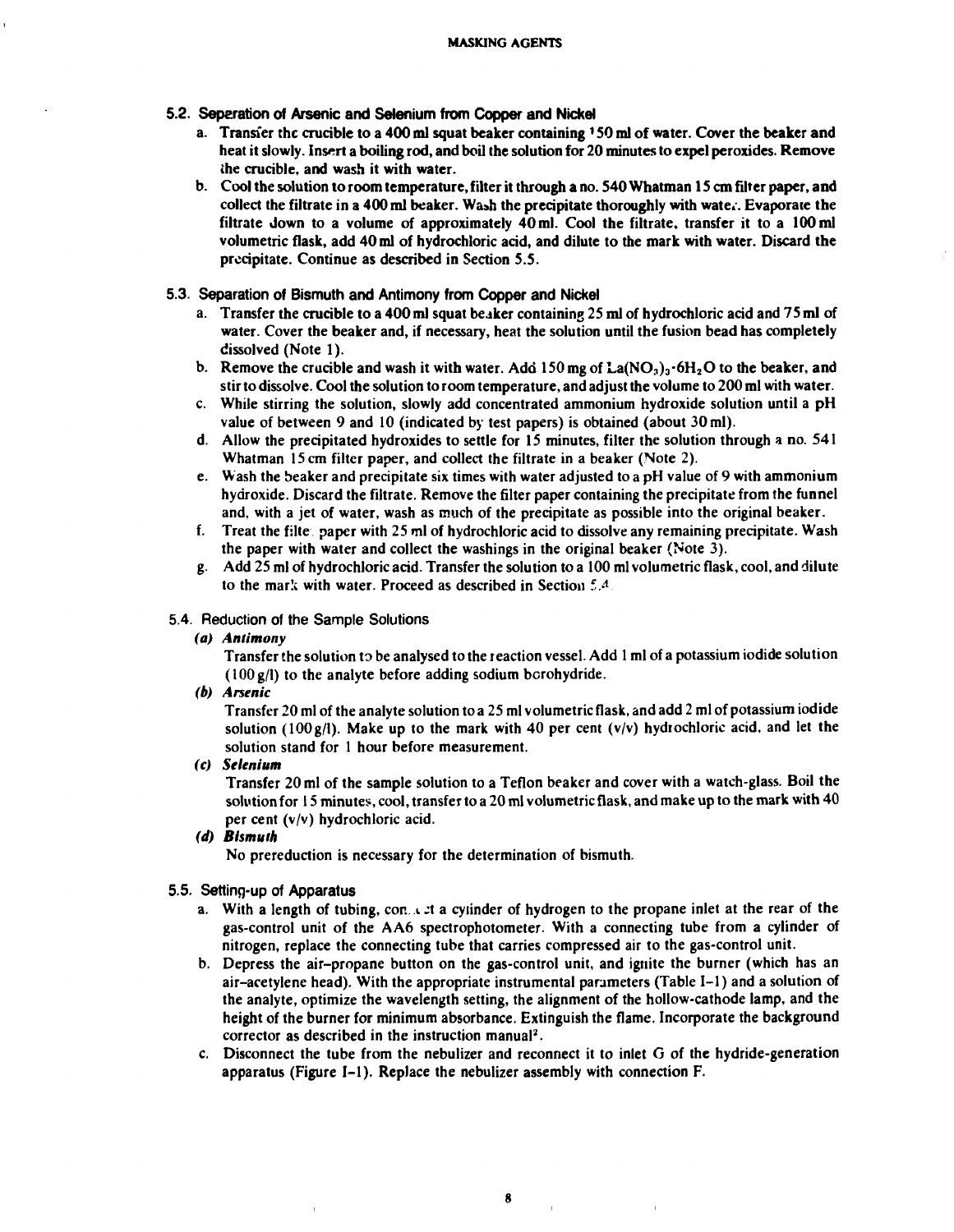### 5.2. Separation of Arsenic and Selenium from Copper and Nickel

a. Transfer the crucible to a 400 ml squat beaker containing 150 ml of water. Cover the beaker and heat it slowly. Insert a boiling rod, and boil the solution for 20 minutes to expel peroxides. Remove the crucible, and wash it with water.

b. Cool the solution to room temperature, filter it through a no. 540 Whatman 15 cm filter paper, and collect the filtrate in a 400 ml beaker. Wash the precipitate thoroughly with water. Evaporate the filtrate down to a volume of approximately 40 ml. Cool the filtrate, transfer it to a 100 ml volumetric flask, add 40 ml of hydrochloric acid, and dilute to the mark with water. Discard the precipitate. Continue as described in Section 5.5.

### 5.3. Separation of Bismuth and Antimony from Copper and Nickel

a. Transfer the crucible to a 400 ml squat beaker containing 25 ml of hydrochloric acid and 75 ml of water. Cover the beaker and, if necessary, heat the solution until the fusion bead has completely dissolved (Note 1).

b. Remove the crucible and wash it with water. Add 150 mg of $La(NO_3)_3 \cdot 6H_2O$ to the beaker, and stir to dissolve. Cool the solution to room temperature, and adjust the volume to 200 ml with water.

c. While stirring the solution, slowly add concentrated ammonium hydroxide solution until a pH value of between 9 and 10 (indicated by test papers) is obtained (about 30 ml).

d. Allow the precipitated hydroxides to settle for 15 minutes, filter the solution through a no. 541 Whatman 15 cm filter paper, and collect the filtrate in a beaker (Note 2).

e. Wash the beaker and precipitate six times with water adjusted to a pH value of 9 with ammonium hydroxide. Discard the filtrate. Remove the filter paper containing the precipitate from the funnel and, with a jet of water, wash as much of the precipitate as possible into the original beaker.

f. Treat the filter paper with 25 ml of hydrochloric acid to dissolve any remaining precipitate. Wash the paper with water and collect the washings in the original beaker (Note 3).

g. Add 25 ml of hydrochloric acid. Transfer the solution to a 100 ml volumetric flask, cool, and dilute to the mark with water. Proceed as described in Section 5.4.

### 5.4. Reduction of the Sample Solutions

***(a) Antimony***

Transfer the solution to be analysed to the reaction vessel. Add 1 ml of a potassium iodide solution (100 g/l) to the analyte before adding sodium borohydride.

***(b) Arsenic***

Transfer 20 ml of the analyte solution to a 25 ml volumetric flask, and add 2 ml of potassium iodide solution (100 g/l). Make up to the mark with 40 per cent (v/v) hydrochloric acid, and let the solution stand for 1 hour before measurement.

***(c) Selenium***

Transfer 20 ml of the sample solution to a Teflon beaker and cover with a watch-glass. Boil the solution for 15 minutes, cool, transfer to a 20 ml volumetric flask, and make up to the mark with 40 per cent (v/v) hydrochloric acid.

***(d) Bismuth***

No prereduction is necessary for the determination of bismuth.

### 5.5. Setting-up of Apparatus

a. With a length of tubing, connect a cylinder of hydrogen to the propane inlet at the rear of the gas-control unit of the AA6 spectrophotometer. With a connecting tube from a cylinder of nitrogen, replace the connecting tube that carries compressed air to the gas-control unit.

b. Depress the air–propane button on the gas-control unit, and ignite the burner (which has an air–acetylene head). With the appropriate instrumental parameters (Table I-1) and a solution of the analyte, optimize the wavelength setting, the alignment of the hollow-cathode lamp, and the height of the burner for minimum absorbance. Extinguish the flame. Incorporate the background corrector as described in the instruction manual[2].

c. Disconnect the tube from the nebulizer and reconnect it to inlet G of the hydride-generation apparatus (Figure I-1). Replace the nebulizer assembly with connection F.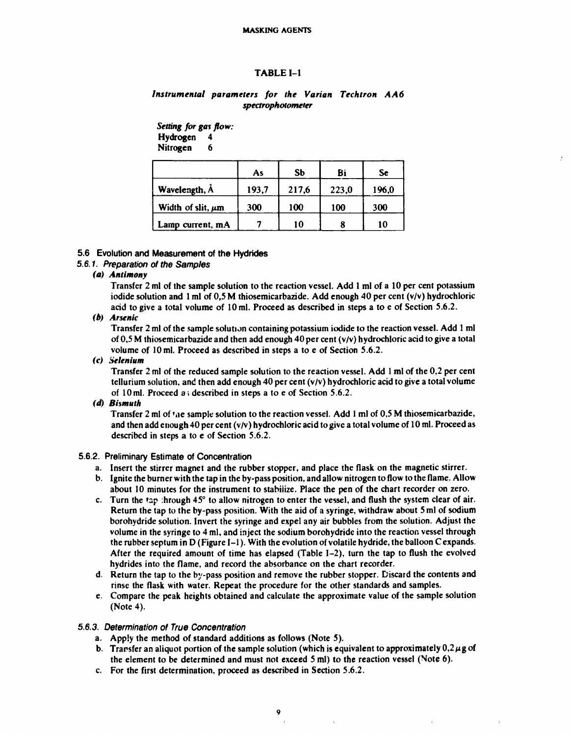## TABLE I–1

### *Instrumental parameters for the Varian Techtron AA6 spectrophotometer*

***Setting for gas flow:***
**Hydrogen 4**
**Nitrogen 6**

| | As | Sb | Bi | Se |
|---|---|---|---|---|
| Wavelength, Å | 193,7 | 217,6 | 223,0 | 196,0 |
| Width of slit, μm | 300 | 100 | 100 | 300 |
| Lamp current, mA | 7 | 10 | 8 | 10 |

### 5.6 Evolution and Measurement of the Hydrides

#### *5.6.1. Preparation of the Samples*

***(a) Antimony***

Transfer 2 ml of the sample solution to the reaction vessel. Add 1 ml of a 10 per cent potassium iodide solution and 1 ml of 0,5 M thiosemicarbazide. Add enough 40 per cent (v/v) hydrochloric acid to give a total volume of 10 ml. Proceed as described in steps a to e of Section 5.6.2.

***(b) Arsenic***

Transfer 2 ml of the sample solution containing potassium iodide to the reaction vessel. Add 1 ml of 0,5 M thiosemicarbazide and then add enough 40 per cent (v/v) hydrochloric acid to give a total volume of 10 ml. Proceed as described in steps a to e of Section 5.6.2.

***(c) Selenium***

Transfer 2 ml of the reduced sample solution to the reaction vessel. Add 1 ml of the 0,2 per cent tellurium solution, and then add enough 40 per cent (v/v) hydrochloric acid to give a total volume of 10 ml. Proceed as described in steps a to e of Section 5.6.2.

***(d) Bismuth***

Transfer 2 ml of the sample solution to the reaction vessel. Add 1 ml of 0,5 M thiosemicarbazide, and then add enough 40 per cent (v/v) hydrochloric acid to give a total volume of 10 ml. Proceed as described in steps a to e of Section 5.6.2.

#### 5.6.2. Preliminary Estimate of Concentration

a. Insert the stirrer magnet and the rubber stopper, and place the flask on the magnetic stirrer.

b. Ignite the burner with the tap in the by-pass position, and allow nitrogen to flow to the flame. Allow about 10 minutes for the instrument to stabilize. Place the pen of the chart recorder on zero.

c. Turn the tap through 45° to allow nitrogen to enter the vessel, and flush the system clear of air. Return the tap to the by-pass position. With the aid of a syringe, withdraw about 5 ml of sodium borohydride solution. Invert the syringe and expel any air bubbles from the solution. Adjust the volume in the syringe to 4 ml, and inject the sodium borohydride into the reaction vessel through the rubber septum in D (Figure I–1). With the evolution of volatile hydride, the balloon C expands. After the required amount of time has elapsed (Table I–2), turn the tap to flush the evolved hydrides into the flame, and record the absorbance on the chart recorder.

d. Return the tap to the by-pass position and remove the rubber stopper. Discard the contents and rinse the flask with water. Repeat the procedure for the other standards and samples.

e. Compare the peak heights obtained and calculate the approximate value of the sample solution (Note 4).

#### *5.6.3. Determination of True Concentration*

a. Apply the method of standard additions as follows (Note 5).

b. Transfer an aliquot portion of the sample solution (which is equivalent to approximately 0,2 μg of the element to be determined and must not exceed 5 ml) to the reaction vessel (Note 6).

c. For the first determination, proceed as described in Section 5.6.2.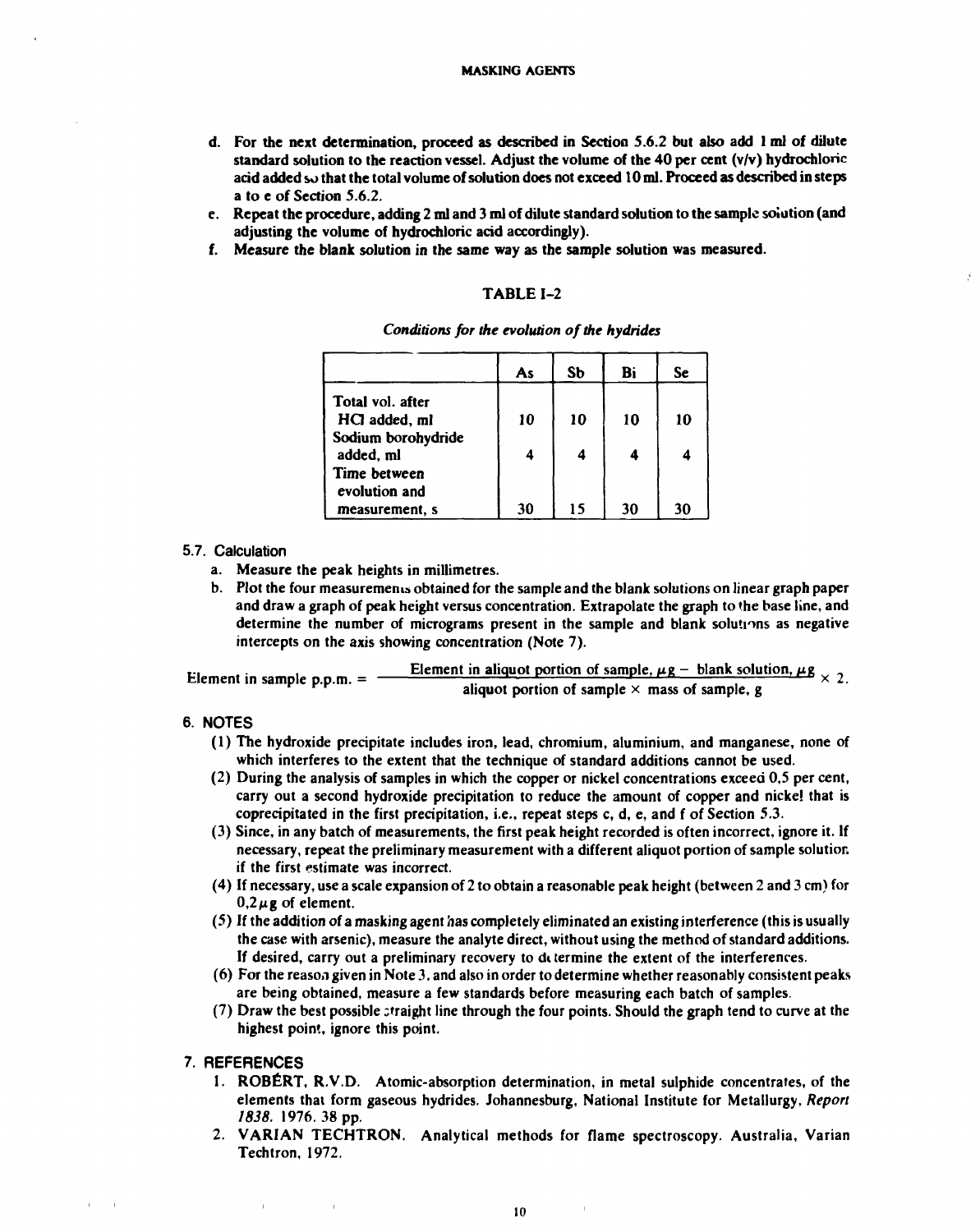d. For the next determination, proceed as described in Section 5.6.2 but also add 1 ml of dilute standard solution to the reaction vessel. Adjust the volume of the 40 per cent (v/v) hydrochloric acid added so that the total volume of solution does not exceed 10 ml. Proceed as described in steps a to e of Section 5.6.2.

e. Repeat the procedure, adding 2 ml and 3 ml of dilute standard solution to the sample solution (and adjusting the volume of hydrochloric acid accordingly).

f. Measure the blank solution in the same way as the sample solution was measured.

TABLE I–2

*Conditions for the evolution of the hydrides*

| | As | Sb | Bi | Se |
|---|---|---|---|---|
| Total vol. after HCl added, ml | 10 | 10 | 10 | 10 |
| Sodium borohydride added, ml | 4 | 4 | 4 | 4 |
| Time between evolution and measurement, s | 30 | 15 | 30 | 30 |

### 5.7. Calculation

a. Measure the peak heights in millimetres.

b. Plot the four measurements obtained for the sample and the blank solutions on linear graph paper and draw a graph of peak height versus concentration. Extrapolate the graph to the base line, and determine the number of micrograms present in the sample and blank solutions as negative intercepts on the axis showing concentration (Note 7).

$$\text{Element in sample p.p.m.} = \frac{\text{Element in aliquot portion of sample, } \mu g - \text{blank solution, } \mu g}{\text{aliquot portion of sample} \times \text{mass of sample, g}} \times 2.$$

## 6. NOTES

(1) The hydroxide precipitate includes iron, lead, chromium, aluminium, and manganese, none of which interferes to the extent that the technique of standard additions cannot be used.

(2) During the analysis of samples in which the copper or nickel concentrations exceed 0,5 per cent, carry out a second hydroxide precipitation to reduce the amount of copper and nickel that is coprecipitated in the first precipitation, i.e., repeat steps c, d, e, and f of Section 5.3.

(3) Since, in any batch of measurements, the first peak height recorded is often incorrect, ignore it. If necessary, repeat the preliminary measurement with a different aliquot portion of sample solution if the first estimate was incorrect.

(4) If necessary, use a scale expansion of 2 to obtain a reasonable peak height (between 2 and 3 cm) for 0,2 $\mu$g of element.

(5) If the addition of a masking agent has completely eliminated an existing interference (this is usually the case with arsenic), measure the analyte direct, without using the method of standard additions. If desired, carry out a preliminary recovery to determine the extent of the interferences.

(6) For the reason given in Note 3, and also in order to determine whether reasonably consistent peaks are being obtained, measure a few standards before measuring each batch of samples.

(7) Draw the best possible straight line through the four points. Should the graph tend to curve at the highest point, ignore this point.

## 7. REFERENCES

1. ROBÉRT, R.V.D. Atomic-absorption determination, in metal sulphide concentrates, of the elements that form gaseous hydrides. Johannesburg, National Institute for Metallurgy, *Report 1838.* 1976. 38 pp.
2. VARIAN TECHTRON. Analytical methods for flame spectroscopy. Australia, Varian Techtron, 1972.